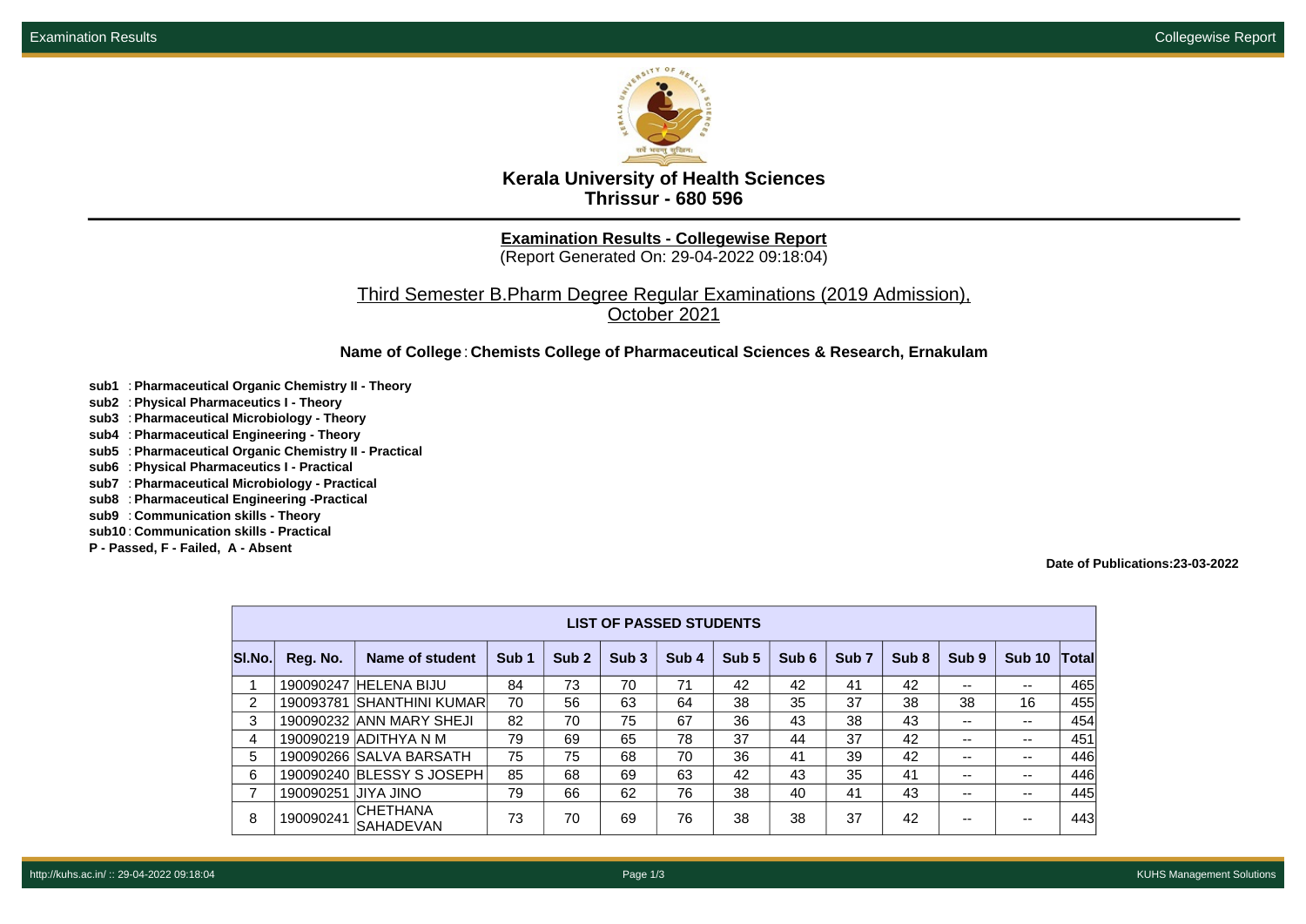# Kerala University of Health Sciences
## Thrissur - 680 596

**Examination Results - Collegewise Report**
(Report Generated On: 29-04-2022 09:18:04)

Third Semester B.Pharm Degree Regular Examinations (2019 Admission), October 2021

**Name of College** : **Chemists College of Pharmaceutical Sciences & Research, Ernakulam**

**sub1** : **Pharmaceutical Organic Chemistry II - Theory**
**sub2** : **Physical Pharmaceutics I - Theory**
**sub3** : **Pharmaceutical Microbiology - Theory**
**sub4** : **Pharmaceutical Engineering - Theory**
**sub5** : **Pharmaceutical Organic Chemistry II - Practical**
**sub6** : **Physical Pharmaceutics I - Practical**
**sub7** : **Pharmaceutical Microbiology - Practical**
**sub8** : **Pharmaceutical Engineering -Practical**
**sub9** : **Communication skills - Theory**
**sub10** : **Communication skills - Practical**
**P - Passed, F - Failed, A - Absent**

**Date of Publications:23-03-2022**

| LIST OF PASSED STUDENTS | | | | | | | | | | | | | |
|---|---|---|---|---|---|---|---|---|---|---|---|---|---|
| Sl.No. | Reg. No. | Name of student | Sub 1 | Sub 2 | Sub 3 | Sub 4 | Sub 5 | Sub 6 | Sub 7 | Sub 8 | Sub 9 | Sub 10 | Total |
| 1 | 190090247 | HELENA BIJU | 84 | 73 | 70 | 71 | 42 | 42 | 41 | 42 | -- | -- | 465 |
| 2 | 190093781 | SHANTHINI KUMAR | 70 | 56 | 63 | 64 | 38 | 35 | 37 | 38 | 38 | 16 | 455 |
| 3 | 190090232 | ANN MARY SHEJI | 82 | 70 | 75 | 67 | 36 | 43 | 38 | 43 | -- | -- | 454 |
| 4 | 190090219 | ADITHYA N M | 79 | 69 | 65 | 78 | 37 | 44 | 37 | 42 | -- | -- | 451 |
| 5 | 190090266 | SALVA BARSATH | 75 | 75 | 68 | 70 | 36 | 41 | 39 | 42 | -- | -- | 446 |
| 6 | 190090240 | BLESSY S JOSEPH | 85 | 68 | 69 | 63 | 42 | 43 | 35 | 41 | -- | -- | 446 |
| 7 | 190090251 | JIYA JINO | 79 | 66 | 62 | 76 | 38 | 40 | 41 | 43 | -- | -- | 445 |
| 8 | 190090241 | CHETHANA SAHADEVAN | 73 | 70 | 69 | 76 | 38 | 38 | 37 | 42 | -- | -- | 443 |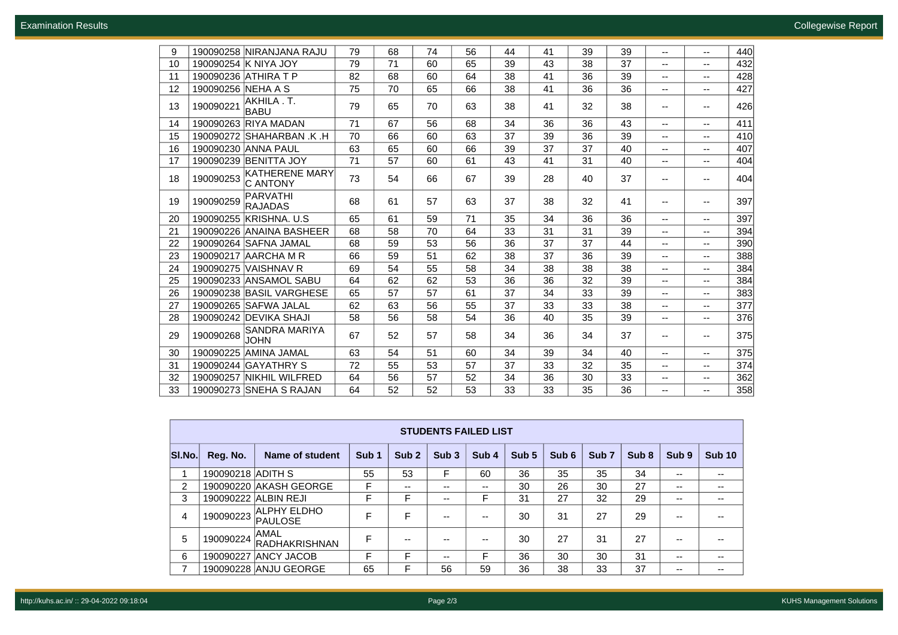| 9 | 190090258 | NIRANJANA RAJU | 79 | 68 | 74 | 56 | 44 | 41 | 39 | 39 | -- | -- | 440 |
|---|---|---|---|---|---|---|---|---|---|---|---|---|---|
| 10 | 190090254 | K NIYA JOY | 79 | 71 | 60 | 65 | 39 | 43 | 38 | 37 | -- | -- | 432 |
| 11 | 190090236 | ATHIRA T P | 82 | 68 | 60 | 64 | 38 | 41 | 36 | 39 | -- | -- | 428 |
| 12 | 190090256 | NEHA A S | 75 | 70 | 65 | 66 | 38 | 41 | 36 | 36 | -- | -- | 427 |
| 13 | 190090221 | AKHILA . T. BABU | 79 | 65 | 70 | 63 | 38 | 41 | 32 | 38 | -- | -- | 426 |
| 14 | 190090263 | RIYA MADAN | 71 | 67 | 56 | 68 | 34 | 36 | 36 | 43 | -- | -- | 411 |
| 15 | 190090272 | SHAHARBAN .K .H | 70 | 66 | 60 | 63 | 37 | 39 | 36 | 39 | -- | -- | 410 |
| 16 | 190090230 | ANNA PAUL | 63 | 65 | 60 | 66 | 39 | 37 | 37 | 40 | -- | -- | 407 |
| 17 | 190090239 | BENITTA JOY | 71 | 57 | 60 | 61 | 43 | 41 | 31 | 40 | -- | -- | 404 |
| 18 | 190090253 | KATHERENE MARY C ANTONY | 73 | 54 | 66 | 67 | 39 | 28 | 40 | 37 | -- | -- | 404 |
| 19 | 190090259 | PARVATHI RAJADAS | 68 | 61 | 57 | 63 | 37 | 38 | 32 | 41 | -- | -- | 397 |
| 20 | 190090255 | KRISHNA. U.S | 65 | 61 | 59 | 71 | 35 | 34 | 36 | 36 | -- | -- | 397 |
| 21 | 190090226 | ANAINA BASHEER | 68 | 58 | 70 | 64 | 33 | 31 | 31 | 39 | -- | -- | 394 |
| 22 | 190090264 | SAFNA JAMAL | 68 | 59 | 53 | 56 | 36 | 37 | 37 | 44 | -- | -- | 390 |
| 23 | 190090217 | AARCHA M R | 66 | 59 | 51 | 62 | 38 | 37 | 36 | 39 | -- | -- | 388 |
| 24 | 190090275 | VAISHNAV R | 69 | 54 | 55 | 58 | 34 | 38 | 38 | 38 | -- | -- | 384 |
| 25 | 190090233 | ANSAMOL SABU | 64 | 62 | 62 | 53 | 36 | 36 | 32 | 39 | -- | -- | 384 |
| 26 | 190090238 | BASIL VARGHESE | 65 | 57 | 57 | 61 | 37 | 34 | 33 | 39 | -- | -- | 383 |
| 27 | 190090265 | SAFWA JALAL | 62 | 63 | 56 | 55 | 37 | 33 | 33 | 38 | -- | -- | 377 |
| 28 | 190090242 | DEVIKA SHAJI | 58 | 56 | 58 | 54 | 36 | 40 | 35 | 39 | -- | -- | 376 |
| 29 | 190090268 | SANDRA MARIYA JOHN | 67 | 52 | 57 | 58 | 34 | 36 | 34 | 37 | -- | -- | 375 |
| 30 | 190090225 | AMINA JAMAL | 63 | 54 | 51 | 60 | 34 | 39 | 34 | 40 | -- | -- | 375 |
| 31 | 190090244 | GAYATHRY S | 72 | 55 | 53 | 57 | 37 | 33 | 32 | 35 | -- | -- | 374 |
| 32 | 190090257 | NIKHIL WILFRED | 64 | 56 | 57 | 52 | 34 | 36 | 30 | 33 | -- | -- | 362 |
| 33 | 190090273 | SNEHA S RAJAN | 64 | 52 | 52 | 53 | 33 | 33 | 35 | 36 | -- | -- | 358 |

**STUDENTS FAILED LIST**

| Sl.No. | Reg. No. | Name of student | Sub 1 | Sub 2 | Sub 3 | Sub 4 | Sub 5 | Sub 6 | Sub 7 | Sub 8 | Sub 9 | Sub 10 |
|---|---|---|---|---|---|---|---|---|---|---|---|---|
| 1 | 190090218 | ADITH S | 55 | 53 | F | 60 | 36 | 35 | 35 | 34 | -- | -- |
| 2 | 190090220 | AKASH GEORGE | F | -- | -- | -- | 30 | 26 | 30 | 27 | -- | -- |
| 3 | 190090222 | ALBIN REJI | F | F | -- | F | 31 | 27 | 32 | 29 | -- | -- |
| 4 | 190090223 | ALPHY ELDHO PAULOSE | F | F | -- | -- | 30 | 31 | 27 | 29 | -- | -- |
| 5 | 190090224 | AMAL RADHAKRISHNAN | F | -- | -- | -- | 30 | 27 | 31 | 27 | -- | -- |
| 6 | 190090227 | ANCY JACOB | F | F | -- | F | 36 | 30 | 30 | 31 | -- | -- |
| 7 | 190090228 | ANJU GEORGE | 65 | F | 56 | 59 | 36 | 38 | 33 | 37 | -- | -- |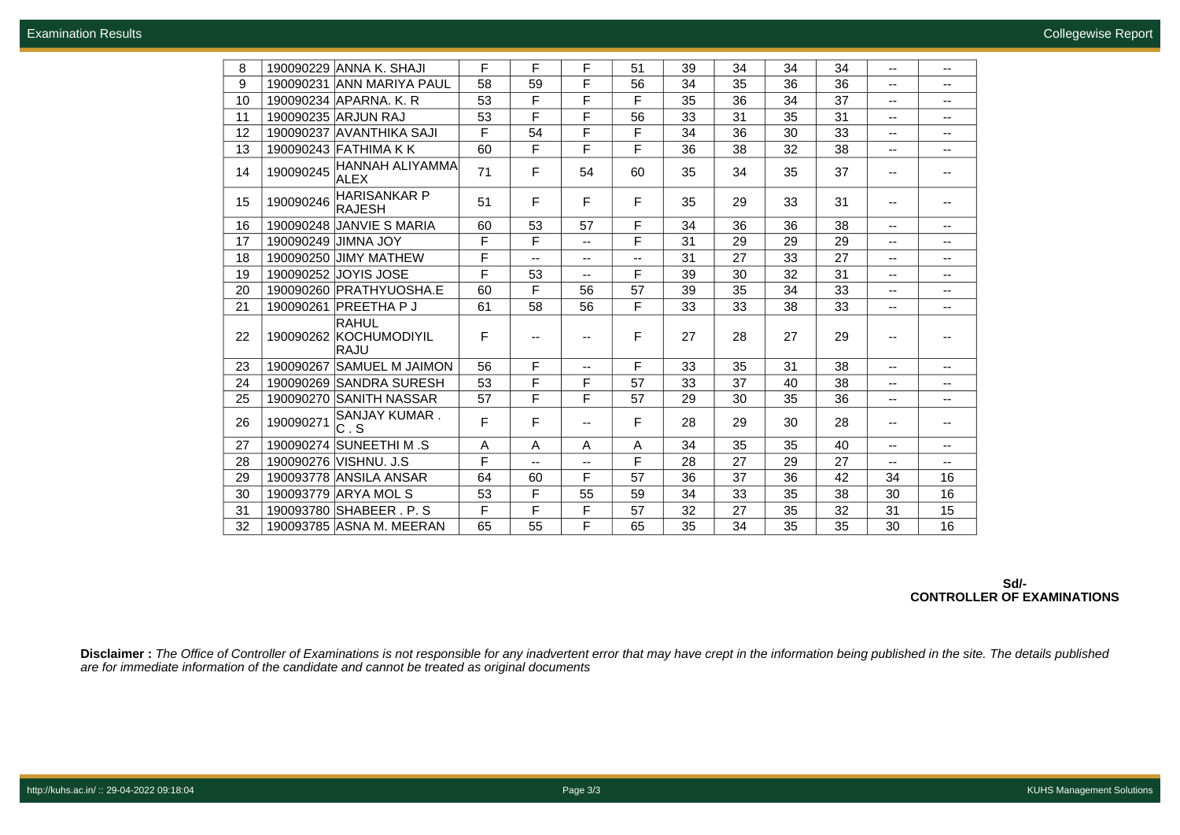| | | | | | | | | | | | | |
|---|---|---|---|---|---|---|---|---|---|---|---|---|
| 8 | 190090229 | ANNA K. SHAJI | F | F | F | 51 | 39 | 34 | 34 | 34 | -- | -- |
| 9 | 190090231 | ANN MARIYA PAUL | 58 | 59 | F | 56 | 34 | 35 | 36 | 36 | -- | -- |
| 10 | 190090234 | APARNA. K. R | 53 | F | F | F | 35 | 36 | 34 | 37 | -- | -- |
| 11 | 190090235 | ARJUN RAJ | 53 | F | F | 56 | 33 | 31 | 35 | 31 | -- | -- |
| 12 | 190090237 | AVANTHIKA SAJI | F | 54 | F | F | 34 | 36 | 30 | 33 | -- | -- |
| 13 | 190090243 | FATHIMA K K | 60 | F | F | F | 36 | 38 | 32 | 38 | -- | -- |
| 14 | 190090245 | HANNAH ALIYAMMA ALEX | 71 | F | 54 | 60 | 35 | 34 | 35 | 37 | -- | -- |
| 15 | 190090246 | HARISANKAR P RAJESH | 51 | F | F | F | 35 | 29 | 33 | 31 | -- | -- |
| 16 | 190090248 | JANVIE S MARIA | 60 | 53 | 57 | F | 34 | 36 | 36 | 38 | -- | -- |
| 17 | 190090249 | JIMNA JOY | F | F | -- | F | 31 | 29 | 29 | 29 | -- | -- |
| 18 | 190090250 | JIMY MATHEW | F | -- | -- | -- | 31 | 27 | 33 | 27 | -- | -- |
| 19 | 190090252 | JOYIS JOSE | F | 53 | -- | F | 39 | 30 | 32 | 31 | -- | -- |
| 20 | 190090260 | PRATHYUOSHA.E | 60 | F | 56 | 57 | 39 | 35 | 34 | 33 | -- | -- |
| 21 | 190090261 | PREETHA P J | 61 | 58 | 56 | F | 33 | 33 | 38 | 33 | -- | -- |
| 22 | 190090262 | RAHUL KOCHUMODIYIL RAJU | F | -- | -- | F | 27 | 28 | 27 | 29 | -- | -- |
| 23 | 190090267 | SAMUEL M JAIMON | 56 | F | -- | F | 33 | 35 | 31 | 38 | -- | -- |
| 24 | 190090269 | SANDRA SURESH | 53 | F | F | 57 | 33 | 37 | 40 | 38 | -- | -- |
| 25 | 190090270 | SANITH NASSAR | 57 | F | F | 57 | 29 | 30 | 35 | 36 | -- | -- |
| 26 | 190090271 | SANJAY KUMAR . C . S | F | F | -- | F | 28 | 29 | 30 | 28 | -- | -- |
| 27 | 190090274 | SUNEETHI M .S | A | A | A | A | 34 | 35 | 35 | 40 | -- | -- |
| 28 | 190090276 | VISHNU. J.S | F | -- | -- | F | 28 | 27 | 29 | 27 | -- | -- |
| 29 | 190093778 | ANSILA ANSAR | 64 | 60 | F | 57 | 36 | 37 | 36 | 42 | 34 | 16 |
| 30 | 190093779 | ARYA MOL S | 53 | F | 55 | 59 | 34 | 33 | 35 | 38 | 30 | 16 |
| 31 | 190093780 | SHABEER . P. S | F | F | F | 57 | 32 | 27 | 35 | 32 | 31 | 15 |
| 32 | 190093785 | ASNA M. MEERAN | 65 | 55 | F | 65 | 35 | 34 | 35 | 35 | 30 | 16 |

**Sd/-**
**CONTROLLER OF EXAMINATIONS**

**Disclaimer :** *The Office of Controller of Examinations is not responsible for any inadvertent error that may have crept in the information being published in the site. The details published are for immediate information of the candidate and cannot be treated as original documents*